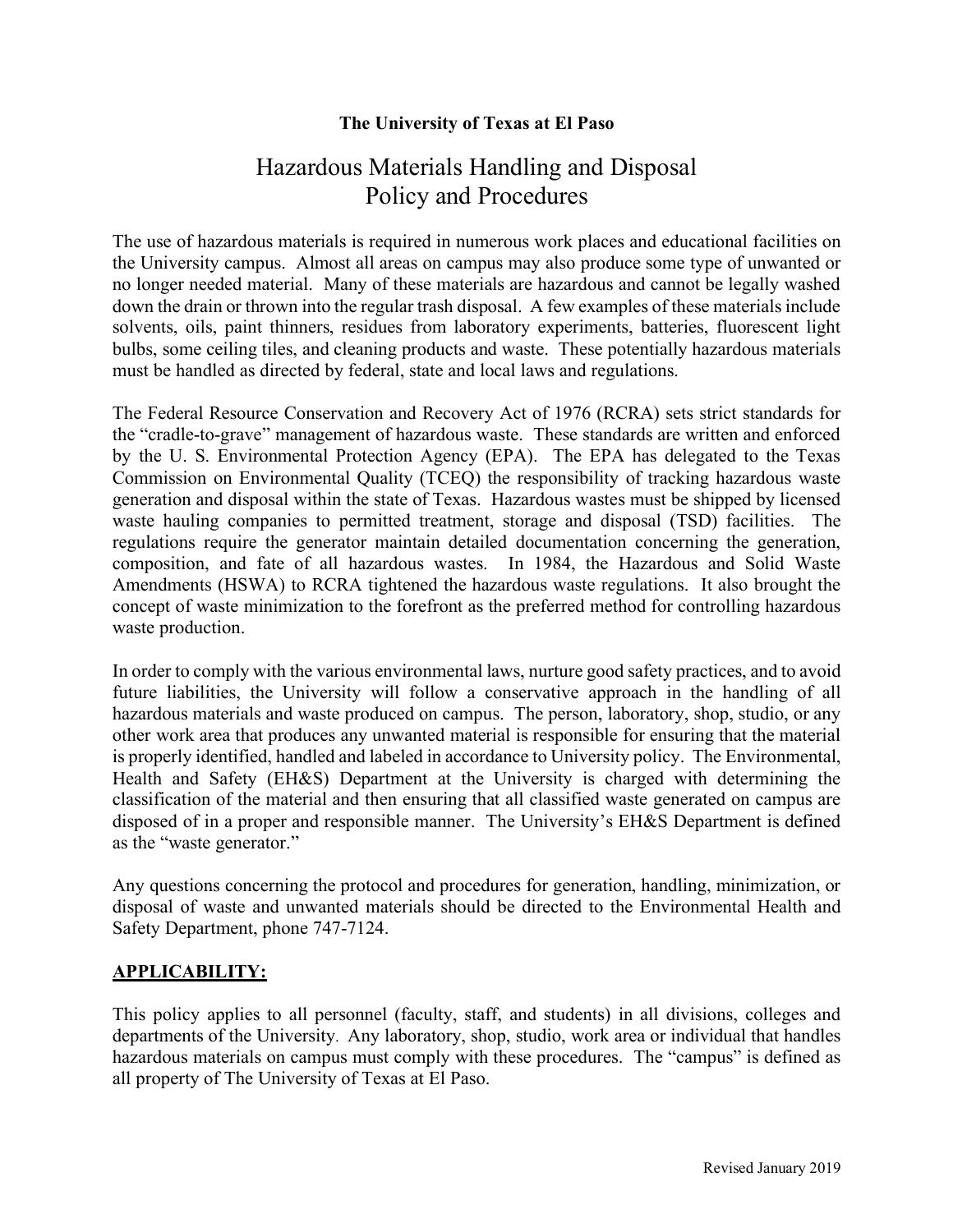**The University of Texas at El Paso**

# Hazardous Materials Handling and Disposal Policy and Procedures

The use of hazardous materials is required in numerous work places and educational facilities on the University campus. Almost all areas on campus may also produce some type of unwanted or no longer needed material. Many of these materials are hazardous and cannot be legally washed down the drain or thrown into the regular trash disposal. A few examples of these materials include solvents, oils, paint thinners, residues from laboratory experiments, batteries, fluorescent light bulbs, some ceiling tiles, and cleaning products and waste. These potentially hazardous materials must be handled as directed by federal, state and local laws and regulations.

The Federal Resource Conservation and Recovery Act of 1976 (RCRA) sets strict standards for the "cradle-to-grave" management of hazardous waste. These standards are written and enforced by the U. S. Environmental Protection Agency (EPA). The EPA has delegated to the Texas Commission on Environmental Quality (TCEQ) the responsibility of tracking hazardous waste generation and disposal within the state of Texas. Hazardous wastes must be shipped by licensed waste hauling companies to permitted treatment, storage and disposal (TSD) facilities. The regulations require the generator maintain detailed documentation concerning the generation, composition, and fate of all hazardous wastes. In 1984, the Hazardous and Solid Waste Amendments (HSWA) to RCRA tightened the hazardous waste regulations. It also brought the concept of waste minimization to the forefront as the preferred method for controlling hazardous waste production.

In order to comply with the various environmental laws, nurture good safety practices, and to avoid future liabilities, the University will follow a conservative approach in the handling of all hazardous materials and waste produced on campus. The person, laboratory, shop, studio, or any other work area that produces any unwanted material is responsible for ensuring that the material is properly identified, handled and labeled in accordance to University policy. The Environmental, Health and Safety (EH&S) Department at the University is charged with determining the classification of the material and then ensuring that all classified waste generated on campus are disposed of in a proper and responsible manner. The University's EH&S Department is defined as the "waste generator."

Any questions concerning the protocol and procedures for generation, handling, minimization, or disposal of waste and unwanted materials should be directed to the Environmental Health and Safety Department, phone 747-7124.

## APPLICABILITY:

This policy applies to all personnel (faculty, staff, and students) in all divisions, colleges and departments of the University. Any laboratory, shop, studio, work area or individual that handles hazardous materials on campus must comply with these procedures. The "campus" is defined as all property of The University of Texas at El Paso.

Revised January 2019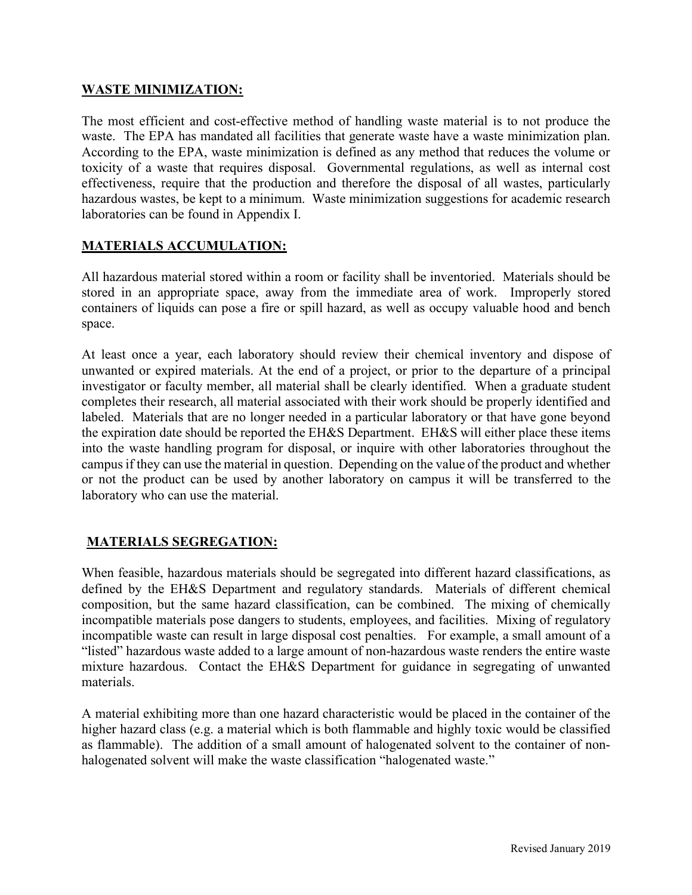## WASTE MINIMIZATION:

The most efficient and cost-effective method of handling waste material is to not produce the waste. The EPA has mandated all facilities that generate waste have a waste minimization plan. According to the EPA, waste minimization is defined as any method that reduces the volume or toxicity of a waste that requires disposal. Governmental regulations, as well as internal cost effectiveness, require that the production and therefore the disposal of all wastes, particularly hazardous wastes, be kept to a minimum. Waste minimization suggestions for academic research laboratories can be found in Appendix I.

## MATERIALS ACCUMULATION:

All hazardous material stored within a room or facility shall be inventoried. Materials should be stored in an appropriate space, away from the immediate area of work. Improperly stored containers of liquids can pose a fire or spill hazard, as well as occupy valuable hood and bench space.

At least once a year, each laboratory should review their chemical inventory and dispose of unwanted or expired materials. At the end of a project, or prior to the departure of a principal investigator or faculty member, all material shall be clearly identified. When a graduate student completes their research, all material associated with their work should be properly identified and labeled. Materials that are no longer needed in a particular laboratory or that have gone beyond the expiration date should be reported the EH&S Department. EH&S will either place these items into the waste handling program for disposal, or inquire with other laboratories throughout the campus if they can use the material in question. Depending on the value of the product and whether or not the product can be used by another laboratory on campus it will be transferred to the laboratory who can use the material.

## MATERIALS SEGREGATION:

When feasible, hazardous materials should be segregated into different hazard classifications, as defined by the EH&S Department and regulatory standards. Materials of different chemical composition, but the same hazard classification, can be combined. The mixing of chemically incompatible materials pose dangers to students, employees, and facilities. Mixing of regulatory incompatible waste can result in large disposal cost penalties. For example, a small amount of a "listed" hazardous waste added to a large amount of non-hazardous waste renders the entire waste mixture hazardous. Contact the EH&S Department for guidance in segregating of unwanted materials.

A material exhibiting more than one hazard characteristic would be placed in the container of the higher hazard class (e.g. a material which is both flammable and highly toxic would be classified as flammable). The addition of a small amount of halogenated solvent to the container of non-halogenated solvent will make the waste classification "halogenated waste."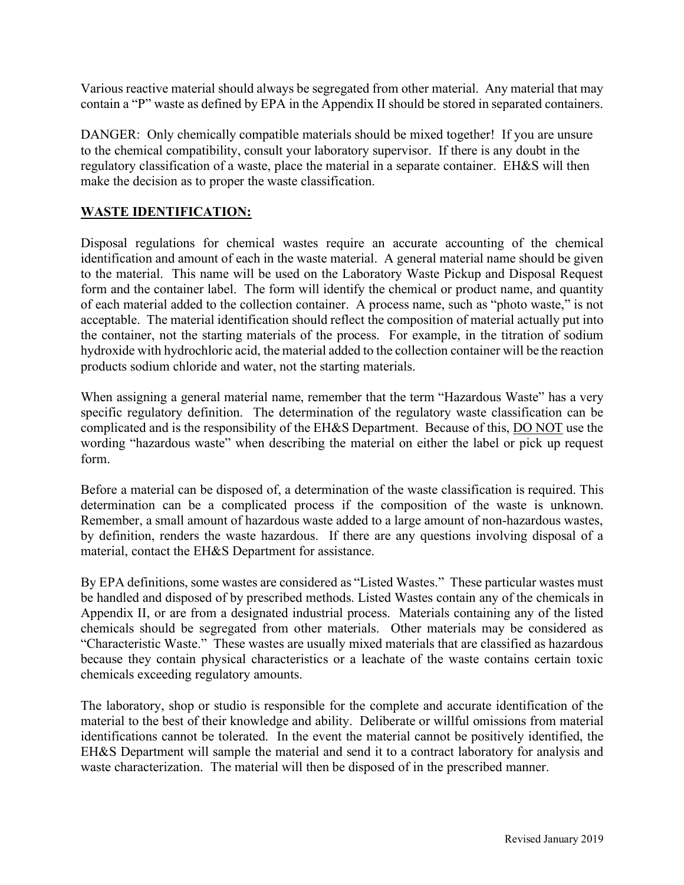Various reactive material should always be segregated from other material. Any material that may contain a "P" waste as defined by EPA in the Appendix II should be stored in separated containers.

DANGER: Only chemically compatible materials should be mixed together! If you are unsure to the chemical compatibility, consult your laboratory supervisor. If there is any doubt in the regulatory classification of a waste, place the material in a separate container. EH&S will then make the decision as to proper the waste classification.

## WASTE IDENTIFICATION:

Disposal regulations for chemical wastes require an accurate accounting of the chemical identification and amount of each in the waste material. A general material name should be given to the material. This name will be used on the Laboratory Waste Pickup and Disposal Request form and the container label. The form will identify the chemical or product name, and quantity of each material added to the collection container. A process name, such as "photo waste," is not acceptable. The material identification should reflect the composition of material actually put into the container, not the starting materials of the process. For example, in the titration of sodium hydroxide with hydrochloric acid, the material added to the collection container will be the reaction products sodium chloride and water, not the starting materials.

When assigning a general material name, remember that the term "Hazardous Waste" has a very specific regulatory definition. The determination of the regulatory waste classification can be complicated and is the responsibility of the EH&S Department. Because of this, DO NOT use the wording "hazardous waste" when describing the material on either the label or pick up request form.

Before a material can be disposed of, a determination of the waste classification is required. This determination can be a complicated process if the composition of the waste is unknown. Remember, a small amount of hazardous waste added to a large amount of non-hazardous wastes, by definition, renders the waste hazardous. If there are any questions involving disposal of a material, contact the EH&S Department for assistance.

By EPA definitions, some wastes are considered as "Listed Wastes." These particular wastes must be handled and disposed of by prescribed methods. Listed Wastes contain any of the chemicals in Appendix II, or are from a designated industrial process. Materials containing any of the listed chemicals should be segregated from other materials. Other materials may be considered as "Characteristic Waste." These wastes are usually mixed materials that are classified as hazardous because they contain physical characteristics or a leachate of the waste contains certain toxic chemicals exceeding regulatory amounts.

The laboratory, shop or studio is responsible for the complete and accurate identification of the material to the best of their knowledge and ability. Deliberate or willful omissions from material identifications cannot be tolerated. In the event the material cannot be positively identified, the EH&S Department will sample the material and send it to a contract laboratory for analysis and waste characterization. The material will then be disposed of in the prescribed manner.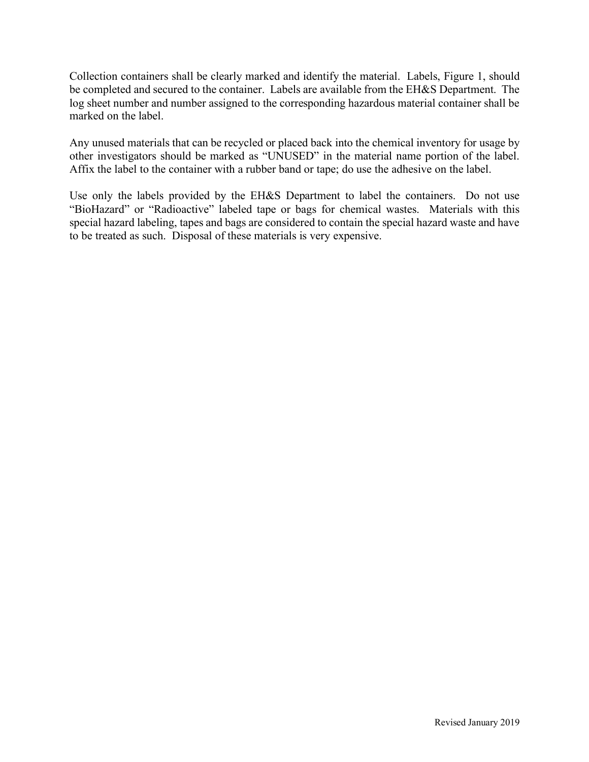Collection containers shall be clearly marked and identify the material. Labels, Figure 1, should be completed and secured to the container. Labels are available from the EH&S Department. The log sheet number and number assigned to the corresponding hazardous material container shall be marked on the label.

Any unused materials that can be recycled or placed back into the chemical inventory for usage by other investigators should be marked as "UNUSED" in the material name portion of the label. Affix the label to the container with a rubber band or tape; do use the adhesive on the label.

Use only the labels provided by the EH&S Department to label the containers. Do not use "BioHazard" or "Radioactive" labeled tape or bags for chemical wastes. Materials with this special hazard labeling, tapes and bags are considered to contain the special hazard waste and have to be treated as such. Disposal of these materials is very expensive.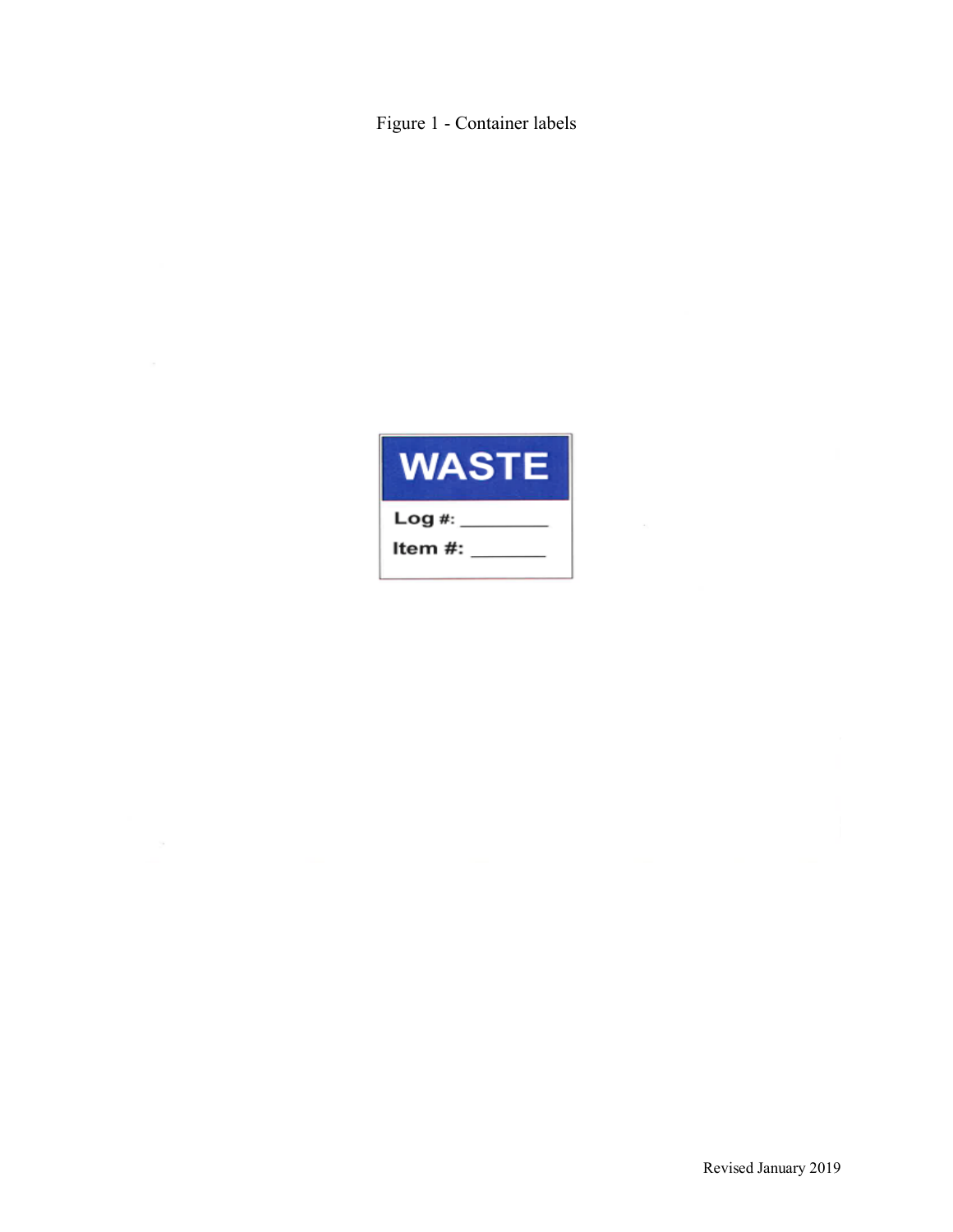Figure 1 - Container labels

**WASTE**

Log #: ________

Item #: _______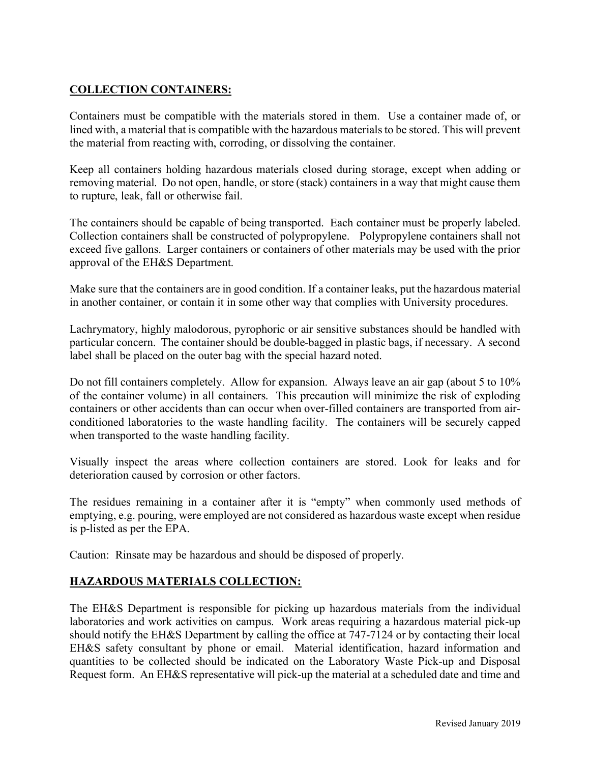## COLLECTION CONTAINERS:

Containers must be compatible with the materials stored in them. Use a container made of, or lined with, a material that is compatible with the hazardous materials to be stored. This will prevent the material from reacting with, corroding, or dissolving the container.

Keep all containers holding hazardous materials closed during storage, except when adding or removing material. Do not open, handle, or store (stack) containers in a way that might cause them to rupture, leak, fall or otherwise fail.

The containers should be capable of being transported. Each container must be properly labeled. Collection containers shall be constructed of polypropylene. Polypropylene containers shall not exceed five gallons. Larger containers or containers of other materials may be used with the prior approval of the EH&S Department.

Make sure that the containers are in good condition. If a container leaks, put the hazardous material in another container, or contain it in some other way that complies with University procedures.

Lachrymatory, highly malodorous, pyrophoric or air sensitive substances should be handled with particular concern. The container should be double-bagged in plastic bags, if necessary. A second label shall be placed on the outer bag with the special hazard noted.

Do not fill containers completely. Allow for expansion. Always leave an air gap (about 5 to 10% of the container volume) in all containers. This precaution will minimize the risk of exploding containers or other accidents than can occur when over-filled containers are transported from air-conditioned laboratories to the waste handling facility. The containers will be securely capped when transported to the waste handling facility.

Visually inspect the areas where collection containers are stored. Look for leaks and for deterioration caused by corrosion or other factors.

The residues remaining in a container after it is "empty" when commonly used methods of emptying, e.g. pouring, were employed are not considered as hazardous waste except when residue is p-listed as per the EPA.

Caution: Rinsate may be hazardous and should be disposed of properly.

## HAZARDOUS MATERIALS COLLECTION:

The EH&S Department is responsible for picking up hazardous materials from the individual laboratories and work activities on campus. Work areas requiring a hazardous material pick-up should notify the EH&S Department by calling the office at 747-7124 or by contacting their local EH&S safety consultant by phone or email. Material identification, hazard information and quantities to be collected should be indicated on the Laboratory Waste Pick-up and Disposal Request form. An EH&S representative will pick-up the material at a scheduled date and time and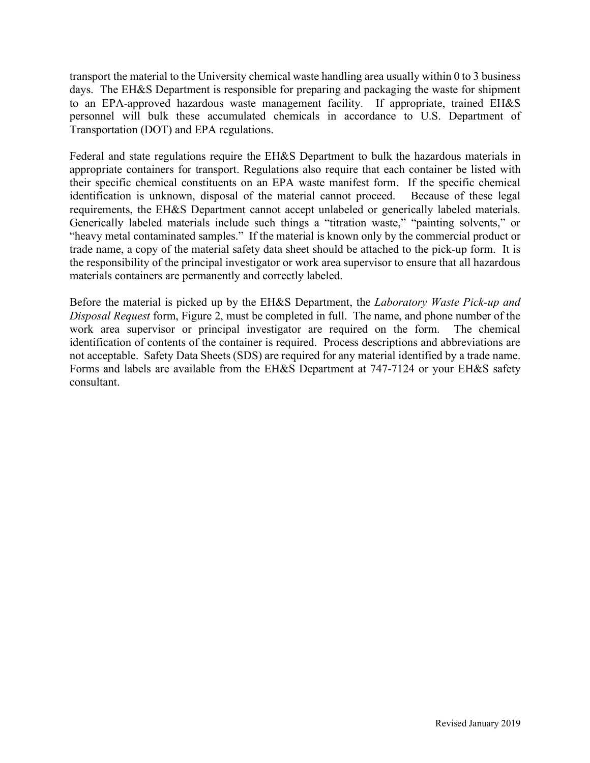transport the material to the University chemical waste handling area usually within 0 to 3 business days. The EH&S Department is responsible for preparing and packaging the waste for shipment to an EPA-approved hazardous waste management facility. If appropriate, trained EH&S personnel will bulk these accumulated chemicals in accordance to U.S. Department of Transportation (DOT) and EPA regulations.

Federal and state regulations require the EH&S Department to bulk the hazardous materials in appropriate containers for transport. Regulations also require that each container be listed with their specific chemical constituents on an EPA waste manifest form. If the specific chemical identification is unknown, disposal of the material cannot proceed. Because of these legal requirements, the EH&S Department cannot accept unlabeled or generically labeled materials. Generically labeled materials include such things a "titration waste," "painting solvents," or "heavy metal contaminated samples." If the material is known only by the commercial product or trade name, a copy of the material safety data sheet should be attached to the pick-up form. It is the responsibility of the principal investigator or work area supervisor to ensure that all hazardous materials containers are permanently and correctly labeled.

Before the material is picked up by the EH&S Department, the *Laboratory Waste Pick-up and Disposal Request* form, Figure 2, must be completed in full. The name, and phone number of the work area supervisor or principal investigator are required on the form. The chemical identification of contents of the container is required. Process descriptions and abbreviations are not acceptable. Safety Data Sheets (SDS) are required for any material identified by a trade name. Forms and labels are available from the EH&S Department at 747-7124 or your EH&S safety consultant.

Revised January 2019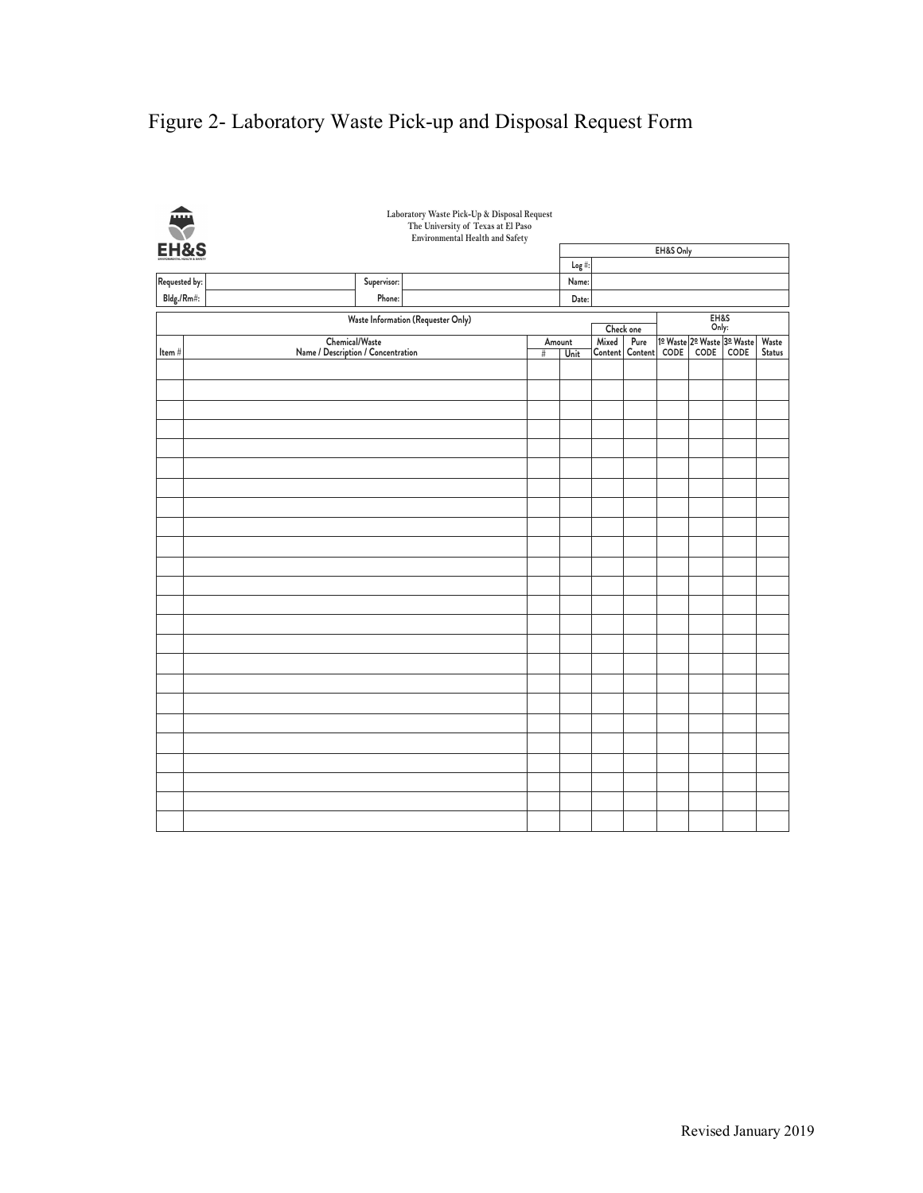# Figure 2- Laboratory Waste Pick-up and Disposal Request Form

Laboratory Waste Pick-Up & Disposal Request
The University of Texas at El Paso
Environmental Health and Safety

EH&S

| | | | | EH&S Only | |
|---|---|---|---|---|---|
| | | | | Log #: | |
| Requested by: | | Supervisor: | | Name: | |
| Bldg./Rm#: | | Phone: | | Date: | |

| Waste Information (Requester Only) | | | | | | EH&S Only: | | | |
|---|---|---|---|---|---|---|---|---|---|
| | | | | Check one | | | | | |
| Item # | Chemical/Waste Name / Description / Concentration | Amount # | Unit | Mixed Content | Pure Content | 1º Waste CODE | 2º Waste CODE | 3º Waste CODE | Waste Status |
| | | | | | | | | | |
| | | | | | | | | | |
| | | | | | | | | | |
| | | | | | | | | | |
| | | | | | | | | | |
| | | | | | | | | | |
| | | | | | | | | | |
| | | | | | | | | | |
| | | | | | | | | | |
| | | | | | | | | | |
| | | | | | | | | | |
| | | | | | | | | | |
| | | | | | | | | | |
| | | | | | | | | | |
| | | | | | | | | | |
| | | | | | | | | | |
| | | | | | | | | | |
| | | | | | | | | | |
| | | | | | | | | | |
| | | | | | | | | | |
| | | | | | | | | | |
| | | | | | | | | | |
| | | | | | | | | | |
| | | | | | | | | | |

Revised January 2019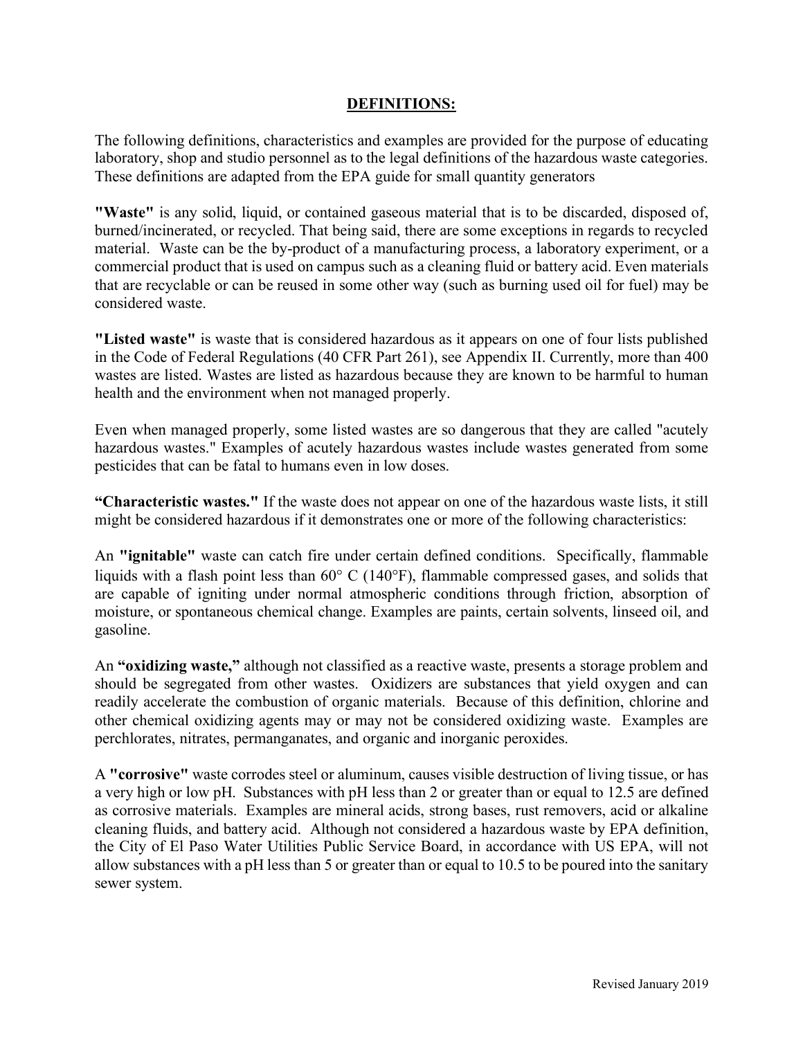## DEFINITIONS:

The following definitions, characteristics and examples are provided for the purpose of educating laboratory, shop and studio personnel as to the legal definitions of the hazardous waste categories. These definitions are adapted from the EPA guide for small quantity generators

**"Waste"** is any solid, liquid, or contained gaseous material that is to be discarded, disposed of, burned/incinerated, or recycled. That being said, there are some exceptions in regards to recycled material. Waste can be the by-product of a manufacturing process, a laboratory experiment, or a commercial product that is used on campus such as a cleaning fluid or battery acid. Even materials that are recyclable or can be reused in some other way (such as burning used oil for fuel) may be considered waste.

**"Listed waste"** is waste that is considered hazardous as it appears on one of four lists published in the Code of Federal Regulations (40 CFR Part 261), see Appendix II. Currently, more than 400 wastes are listed. Wastes are listed as hazardous because they are known to be harmful to human health and the environment when not managed properly.

Even when managed properly, some listed wastes are so dangerous that they are called "acutely hazardous wastes." Examples of acutely hazardous wastes include wastes generated from some pesticides that can be fatal to humans even in low doses.

**"Characteristic wastes."** If the waste does not appear on one of the hazardous waste lists, it still might be considered hazardous if it demonstrates one or more of the following characteristics:

An **"ignitable"** waste can catch fire under certain defined conditions. Specifically, flammable liquids with a flash point less than 60° C (140°F), flammable compressed gases, and solids that are capable of igniting under normal atmospheric conditions through friction, absorption of moisture, or spontaneous chemical change. Examples are paints, certain solvents, linseed oil, and gasoline.

An **"oxidizing waste,"** although not classified as a reactive waste, presents a storage problem and should be segregated from other wastes. Oxidizers are substances that yield oxygen and can readily accelerate the combustion of organic materials. Because of this definition, chlorine and other chemical oxidizing agents may or may not be considered oxidizing waste. Examples are perchlorates, nitrates, permanganates, and organic and inorganic peroxides.

A **"corrosive"** waste corrodes steel or aluminum, causes visible destruction of living tissue, or has a very high or low pH. Substances with pH less than 2 or greater than or equal to 12.5 are defined as corrosive materials. Examples are mineral acids, strong bases, rust removers, acid or alkaline cleaning fluids, and battery acid. Although not considered a hazardous waste by EPA definition, the City of El Paso Water Utilities Public Service Board, in accordance with US EPA, will not allow substances with a pH less than 5 or greater than or equal to 10.5 to be poured into the sanitary sewer system.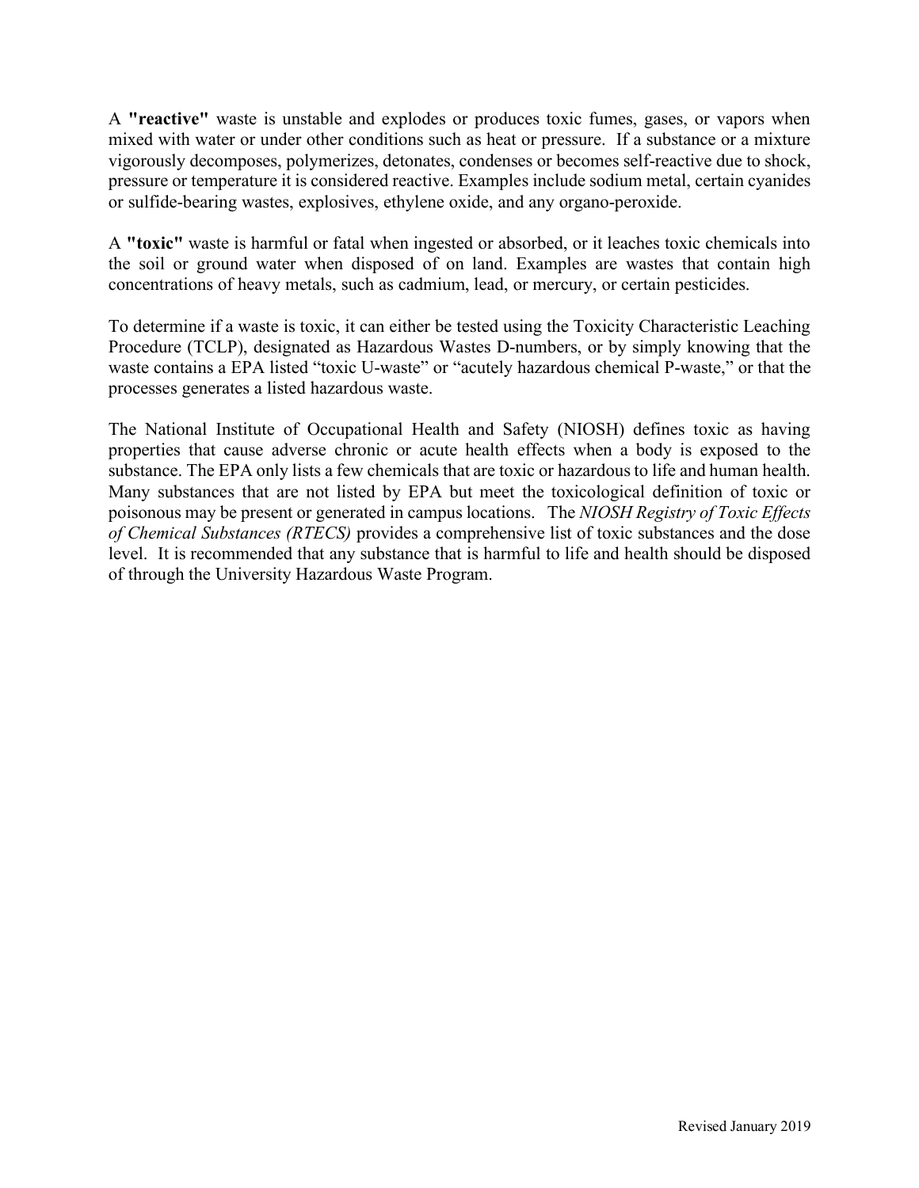A **"reactive"** waste is unstable and explodes or produces toxic fumes, gases, or vapors when mixed with water or under other conditions such as heat or pressure. If a substance or a mixture vigorously decomposes, polymerizes, detonates, condenses or becomes self-reactive due to shock, pressure or temperature it is considered reactive. Examples include sodium metal, certain cyanides or sulfide-bearing wastes, explosives, ethylene oxide, and any organo-peroxide.

A **"toxic"** waste is harmful or fatal when ingested or absorbed, or it leaches toxic chemicals into the soil or ground water when disposed of on land. Examples are wastes that contain high concentrations of heavy metals, such as cadmium, lead, or mercury, or certain pesticides.

To determine if a waste is toxic, it can either be tested using the Toxicity Characteristic Leaching Procedure (TCLP), designated as Hazardous Wastes D-numbers, or by simply knowing that the waste contains a EPA listed "toxic U-waste" or "acutely hazardous chemical P-waste," or that the processes generates a listed hazardous waste.

The National Institute of Occupational Health and Safety (NIOSH) defines toxic as having properties that cause adverse chronic or acute health effects when a body is exposed to the substance. The EPA only lists a few chemicals that are toxic or hazardous to life and human health. Many substances that are not listed by EPA but meet the toxicological definition of toxic or poisonous may be present or generated in campus locations. The *NIOSH Registry of Toxic Effects of Chemical Substances (RTECS)* provides a comprehensive list of toxic substances and the dose level. It is recommended that any substance that is harmful to life and health should be disposed of through the University Hazardous Waste Program.

Revised January 2019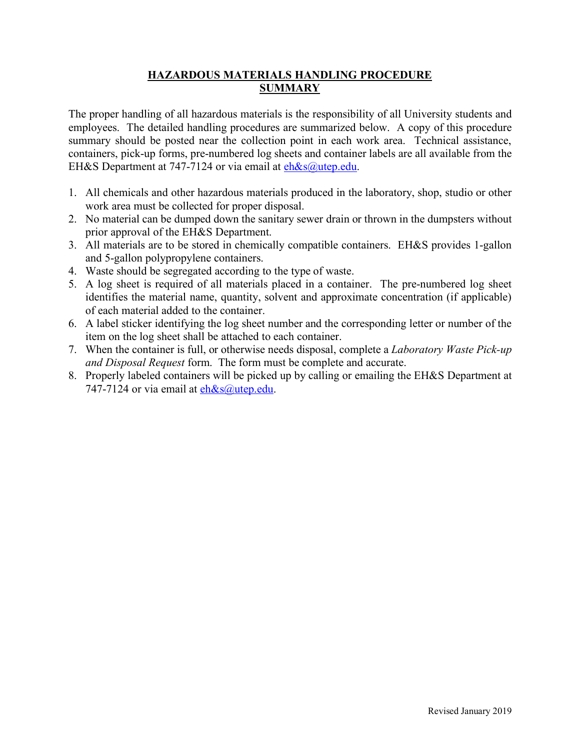# HAZARDOUS MATERIALS HANDLING PROCEDURE SUMMARY

The proper handling of all hazardous materials is the responsibility of all University students and employees. The detailed handling procedures are summarized below. A copy of this procedure summary should be posted near the collection point in each work area. Technical assistance, containers, pick-up forms, pre-numbered log sheets and container labels are all available from the EH&S Department at 747-7124 or via email at eh&s@utep.edu.

1. All chemicals and other hazardous materials produced in the laboratory, shop, studio or other work area must be collected for proper disposal.
2. No material can be dumped down the sanitary sewer drain or thrown in the dumpsters without prior approval of the EH&S Department.
3. All materials are to be stored in chemically compatible containers. EH&S provides 1-gallon and 5-gallon polypropylene containers.
4. Waste should be segregated according to the type of waste.
5. A log sheet is required of all materials placed in a container. The pre-numbered log sheet identifies the material name, quantity, solvent and approximate concentration (if applicable) of each material added to the container.
6. A label sticker identifying the log sheet number and the corresponding letter or number of the item on the log sheet shall be attached to each container.
7. When the container is full, or otherwise needs disposal, complete a *Laboratory Waste Pick-up and Disposal Request* form. The form must be complete and accurate.
8. Properly labeled containers will be picked up by calling or emailing the EH&S Department at 747-7124 or via email at eh&s@utep.edu.

Revised January 2019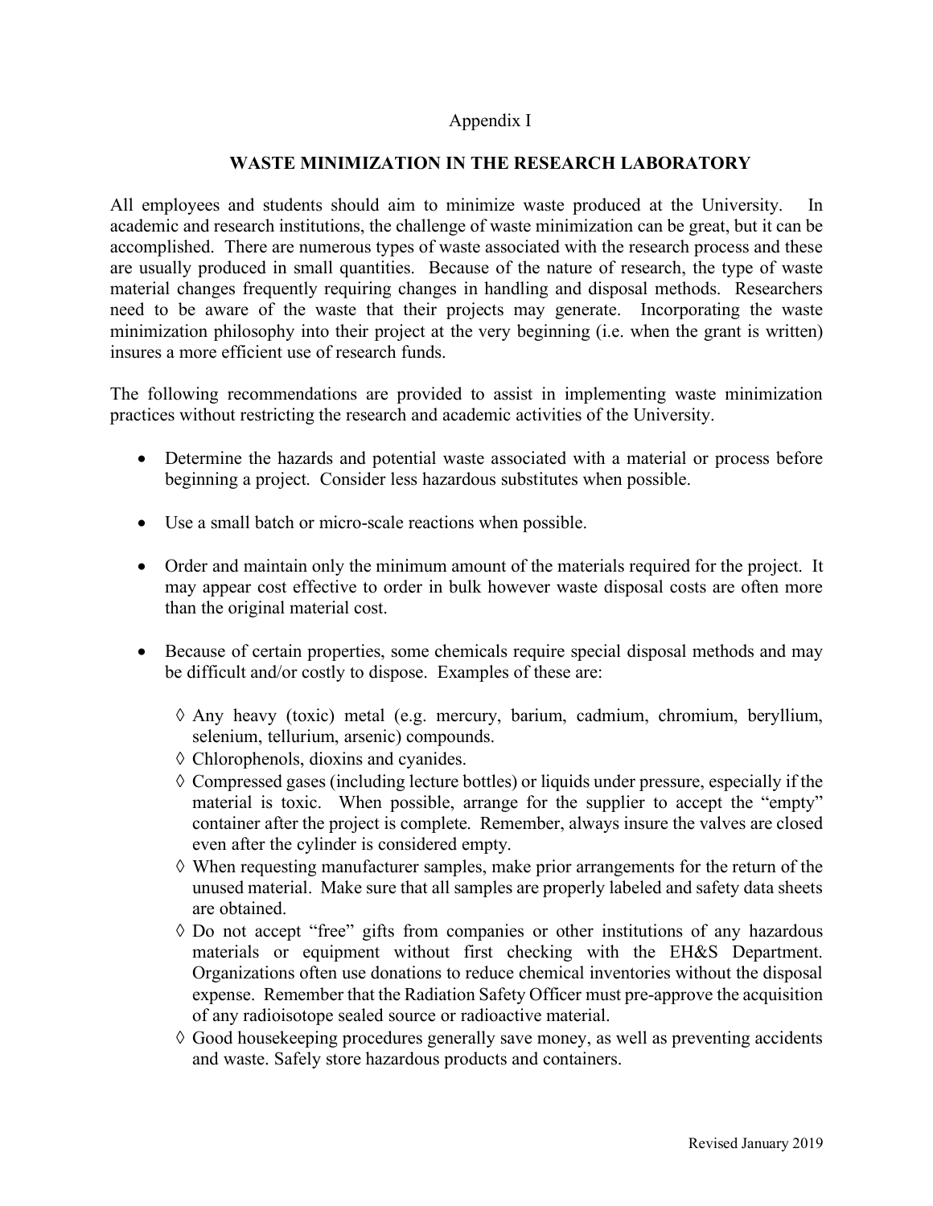Appendix I

## WASTE MINIMIZATION IN THE RESEARCH LABORATORY

All employees and students should aim to minimize waste produced at the University. In academic and research institutions, the challenge of waste minimization can be great, but it can be accomplished. There are numerous types of waste associated with the research process and these are usually produced in small quantities. Because of the nature of research, the type of waste material changes frequently requiring changes in handling and disposal methods. Researchers need to be aware of the waste that their projects may generate. Incorporating the waste minimization philosophy into their project at the very beginning (i.e. when the grant is written) insures a more efficient use of research funds.

The following recommendations are provided to assist in implementing waste minimization practices without restricting the research and academic activities of the University.

- Determine the hazards and potential waste associated with a material or process before beginning a project. Consider less hazardous substitutes when possible.
- Use a small batch or micro-scale reactions when possible.
- Order and maintain only the minimum amount of the materials required for the project. It may appear cost effective to order in bulk however waste disposal costs are often more than the original material cost.
- Because of certain properties, some chemicals require special disposal methods and may be difficult and/or costly to dispose. Examples of these are:
  - ◊ Any heavy (toxic) metal (e.g. mercury, barium, cadmium, chromium, beryllium, selenium, tellurium, arsenic) compounds.
  - ◊ Chlorophenols, dioxins and cyanides.
  - ◊ Compressed gases (including lecture bottles) or liquids under pressure, especially if the material is toxic. When possible, arrange for the supplier to accept the "empty" container after the project is complete. Remember, always insure the valves are closed even after the cylinder is considered empty.
  - ◊ When requesting manufacturer samples, make prior arrangements for the return of the unused material. Make sure that all samples are properly labeled and safety data sheets are obtained.
  - ◊ Do not accept "free" gifts from companies or other institutions of any hazardous materials or equipment without first checking with the EH&S Department. Organizations often use donations to reduce chemical inventories without the disposal expense. Remember that the Radiation Safety Officer must pre-approve the acquisition of any radioisotope sealed source or radioactive material.
  - ◊ Good housekeeping procedures generally save money, as well as preventing accidents and waste. Safely store hazardous products and containers.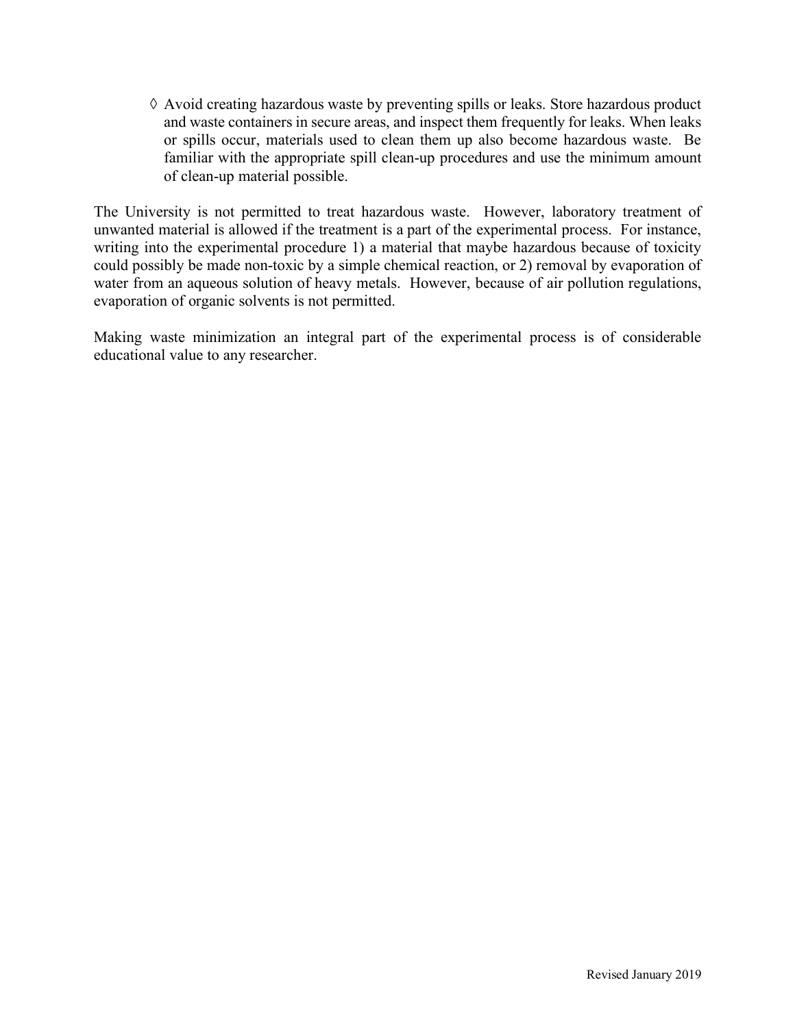◊ Avoid creating hazardous waste by preventing spills or leaks. Store hazardous product and waste containers in secure areas, and inspect them frequently for leaks. When leaks or spills occur, materials used to clean them up also become hazardous waste. Be familiar with the appropriate spill clean-up procedures and use the minimum amount of clean-up material possible.

The University is not permitted to treat hazardous waste. However, laboratory treatment of unwanted material is allowed if the treatment is a part of the experimental process. For instance, writing into the experimental procedure 1) a material that maybe hazardous because of toxicity could possibly be made non-toxic by a simple chemical reaction, or 2) removal by evaporation of water from an aqueous solution of heavy metals. However, because of air pollution regulations, evaporation of organic solvents is not permitted.

Making waste minimization an integral part of the experimental process is of considerable educational value to any researcher.

Revised January 2019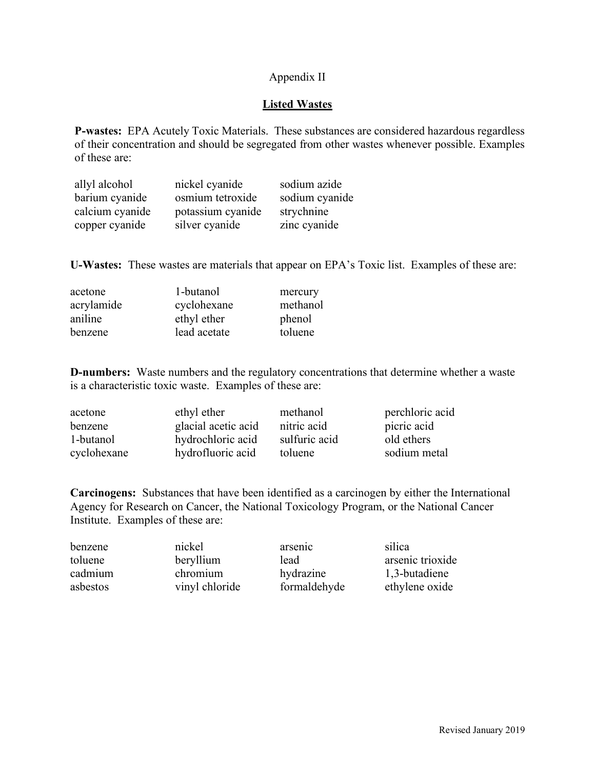Appendix II

## Listed Wastes

**P-wastes:** EPA Acutely Toxic Materials. These substances are considered hazardous regardless of their concentration and should be segregated from other wastes whenever possible. Examples of these are:

| | | |
|---|---|---|
| allyl alcohol | nickel cyanide | sodium azide |
| barium cyanide | osmium tetroxide | sodium cyanide |
| calcium cyanide | potassium cyanide | strychnine |
| copper cyanide | silver cyanide | zinc cyanide |

**U-Wastes:** These wastes are materials that appear on EPA's Toxic list. Examples of these are:

| | | |
|---|---|---|
| acetone | 1-butanol | mercury |
| acrylamide | cyclohexane | methanol |
| aniline | ethyl ether | phenol |
| benzene | lead acetate | toluene |

**D-numbers:** Waste numbers and the regulatory concentrations that determine whether a waste is a characteristic toxic waste. Examples of these are:

| | | | |
|---|---|---|---|
| acetone | ethyl ether | methanol | perchloric acid |
| benzene | glacial acetic acid | nitric acid | picric acid |
| 1-butanol | hydrochloric acid | sulfuric acid | old ethers |
| cyclohexane | hydrofluoric acid | toluene | sodium metal |

**Carcinogens:** Substances that have been identified as a carcinogen by either the International Agency for Research on Cancer, the National Toxicology Program, or the National Cancer Institute. Examples of these are:

| | | | |
|---|---|---|---|
| benzene | nickel | arsenic | silica |
| toluene | beryllium | lead | arsenic trioxide |
| cadmium | chromium | hydrazine | 1,3-butadiene |
| asbestos | vinyl chloride | formaldehyde | ethylene oxide |

Revised January 2019